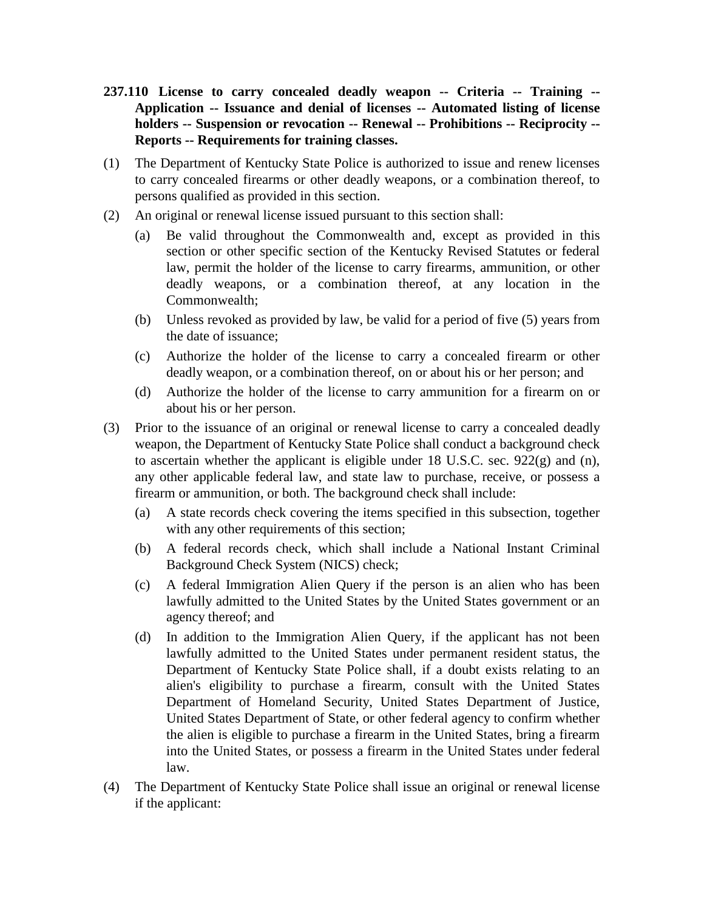**237.110 License to carry concealed deadly weapon -- Criteria -- Training -- Application -- Issuance and denial of licenses -- Automated listing of license holders -- Suspension or revocation -- Renewal -- Prohibitions -- Reciprocity -- Reports -- Requirements for training classes.**

(1) The Department of Kentucky State Police is authorized to issue and renew licenses to carry concealed firearms or other deadly weapons, or a combination thereof, to persons qualified as provided in this section.

(2) An original or renewal license issued pursuant to this section shall:

   (a) Be valid throughout the Commonwealth and, except as provided in this section or other specific section of the Kentucky Revised Statutes or federal law, permit the holder of the license to carry firearms, ammunition, or other deadly weapons, or a combination thereof, at any location in the Commonwealth;

   (b) Unless revoked as provided by law, be valid for a period of five (5) years from the date of issuance;

   (c) Authorize the holder of the license to carry a concealed firearm or other deadly weapon, or a combination thereof, on or about his or her person; and

   (d) Authorize the holder of the license to carry ammunition for a firearm on or about his or her person.

(3) Prior to the issuance of an original or renewal license to carry a concealed deadly weapon, the Department of Kentucky State Police shall conduct a background check to ascertain whether the applicant is eligible under 18 U.S.C. sec. 922(g) and (n), any other applicable federal law, and state law to purchase, receive, or possess a firearm or ammunition, or both. The background check shall include:

   (a) A state records check covering the items specified in this subsection, together with any other requirements of this section;

   (b) A federal records check, which shall include a National Instant Criminal Background Check System (NICS) check;

   (c) A federal Immigration Alien Query if the person is an alien who has been lawfully admitted to the United States by the United States government or an agency thereof; and

   (d) In addition to the Immigration Alien Query, if the applicant has not been lawfully admitted to the United States under permanent resident status, the Department of Kentucky State Police shall, if a doubt exists relating to an alien's eligibility to purchase a firearm, consult with the United States Department of Homeland Security, United States Department of Justice, United States Department of State, or other federal agency to confirm whether the alien is eligible to purchase a firearm in the United States, bring a firearm into the United States, or possess a firearm in the United States under federal law.

(4) The Department of Kentucky State Police shall issue an original or renewal license if the applicant: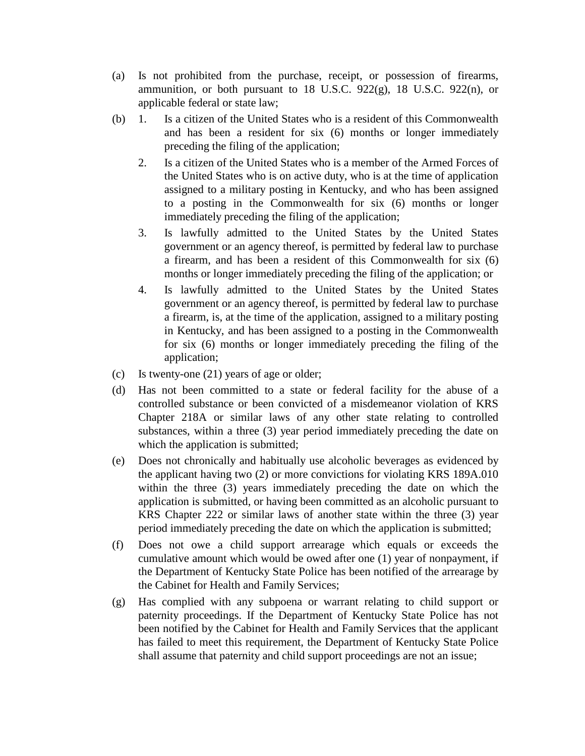(a) Is not prohibited from the purchase, receipt, or possession of firearms, ammunition, or both pursuant to 18 U.S.C. 922(g), 18 U.S.C. 922(n), or applicable federal or state law;

(b) 1. Is a citizen of the United States who is a resident of this Commonwealth and has been a resident for six (6) months or longer immediately preceding the filing of the application;

   2. Is a citizen of the United States who is a member of the Armed Forces of the United States who is on active duty, who is at the time of application assigned to a military posting in Kentucky, and who has been assigned to a posting in the Commonwealth for six (6) months or longer immediately preceding the filing of the application;

   3. Is lawfully admitted to the United States by the United States government or an agency thereof, is permitted by federal law to purchase a firearm, and has been a resident of this Commonwealth for six (6) months or longer immediately preceding the filing of the application; or

   4. Is lawfully admitted to the United States by the United States government or an agency thereof, is permitted by federal law to purchase a firearm, is, at the time of the application, assigned to a military posting in Kentucky, and has been assigned to a posting in the Commonwealth for six (6) months or longer immediately preceding the filing of the application;

(c) Is twenty-one (21) years of age or older;

(d) Has not been committed to a state or federal facility for the abuse of a controlled substance or been convicted of a misdemeanor violation of KRS Chapter 218A or similar laws of any other state relating to controlled substances, within a three (3) year period immediately preceding the date on which the application is submitted;

(e) Does not chronically and habitually use alcoholic beverages as evidenced by the applicant having two (2) or more convictions for violating KRS 189A.010 within the three (3) years immediately preceding the date on which the application is submitted, or having been committed as an alcoholic pursuant to KRS Chapter 222 or similar laws of another state within the three (3) year period immediately preceding the date on which the application is submitted;

(f) Does not owe a child support arrearage which equals or exceeds the cumulative amount which would be owed after one (1) year of nonpayment, if the Department of Kentucky State Police has been notified of the arrearage by the Cabinet for Health and Family Services;

(g) Has complied with any subpoena or warrant relating to child support or paternity proceedings. If the Department of Kentucky State Police has not been notified by the Cabinet for Health and Family Services that the applicant has failed to meet this requirement, the Department of Kentucky State Police shall assume that paternity and child support proceedings are not an issue;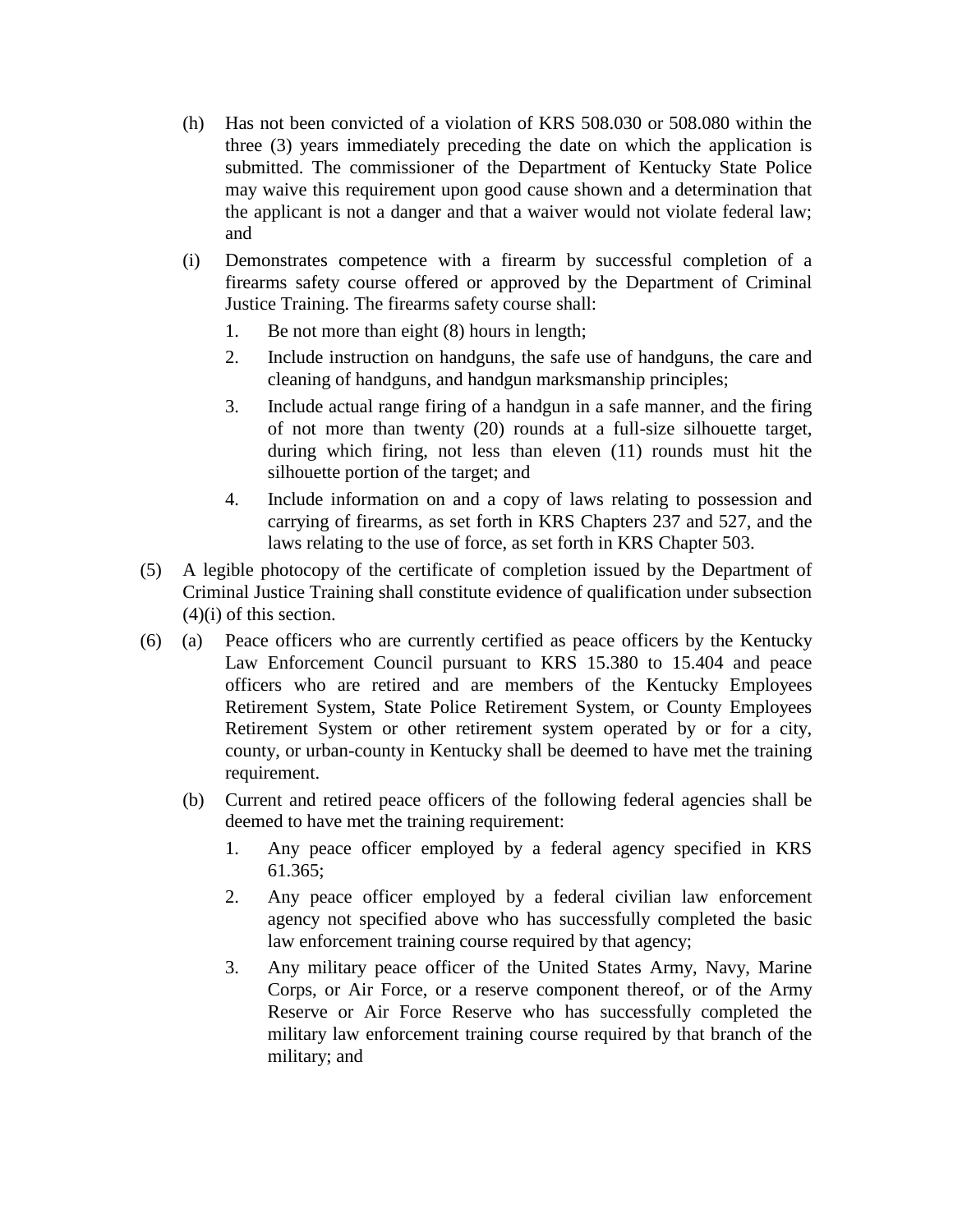(h) Has not been convicted of a violation of KRS 508.030 or 508.080 within the three (3) years immediately preceding the date on which the application is submitted. The commissioner of the Department of Kentucky State Police may waive this requirement upon good cause shown and a determination that the applicant is not a danger and that a waiver would not violate federal law; and

(i) Demonstrates competence with a firearm by successful completion of a firearms safety course offered or approved by the Department of Criminal Justice Training. The firearms safety course shall:

1. Be not more than eight (8) hours in length;
2. Include instruction on handguns, the safe use of handguns, the care and cleaning of handguns, and handgun marksmanship principles;
3. Include actual range firing of a handgun in a safe manner, and the firing of not more than twenty (20) rounds at a full-size silhouette target, during which firing, not less than eleven (11) rounds must hit the silhouette portion of the target; and
4. Include information on and a copy of laws relating to possession and carrying of firearms, as set forth in KRS Chapters 237 and 527, and the laws relating to the use of force, as set forth in KRS Chapter 503.

(5) A legible photocopy of the certificate of completion issued by the Department of Criminal Justice Training shall constitute evidence of qualification under subsection (4)(i) of this section.

(6) (a) Peace officers who are currently certified as peace officers by the Kentucky Law Enforcement Council pursuant to KRS 15.380 to 15.404 and peace officers who are retired and are members of the Kentucky Employees Retirement System, State Police Retirement System, or County Employees Retirement System or other retirement system operated by or for a city, county, or urban-county in Kentucky shall be deemed to have met the training requirement.

(b) Current and retired peace officers of the following federal agencies shall be deemed to have met the training requirement:

1. Any peace officer employed by a federal agency specified in KRS 61.365;
2. Any peace officer employed by a federal civilian law enforcement agency not specified above who has successfully completed the basic law enforcement training course required by that agency;
3. Any military peace officer of the United States Army, Navy, Marine Corps, or Air Force, or a reserve component thereof, or of the Army Reserve or Air Force Reserve who has successfully completed the military law enforcement training course required by that branch of the military; and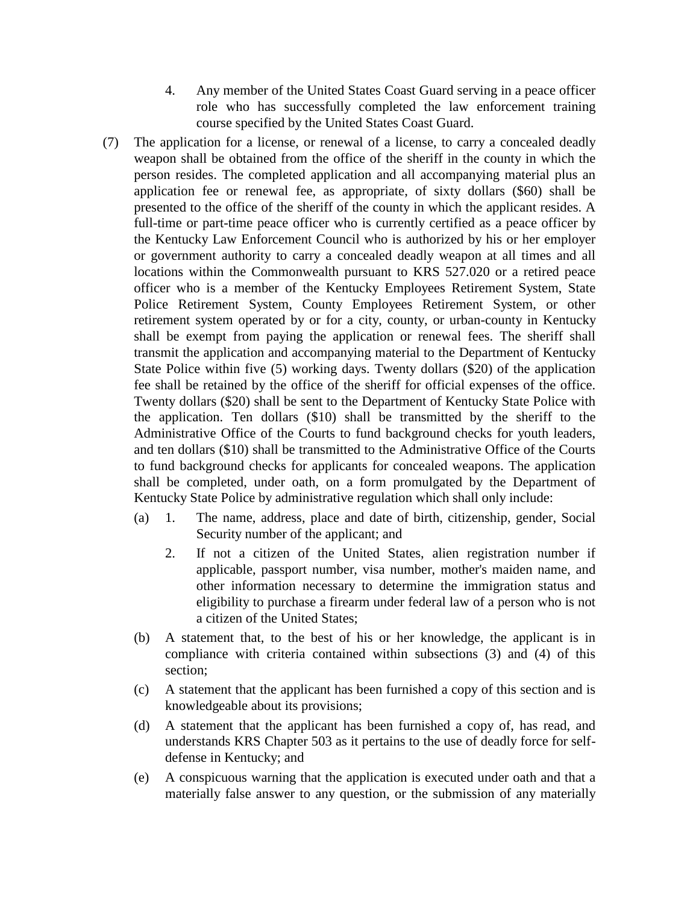4. Any member of the United States Coast Guard serving in a peace officer role who has successfully completed the law enforcement training course specified by the United States Coast Guard.

(7) The application for a license, or renewal of a license, to carry a concealed deadly weapon shall be obtained from the office of the sheriff in the county in which the person resides. The completed application and all accompanying material plus an application fee or renewal fee, as appropriate, of sixty dollars ($60) shall be presented to the office of the sheriff of the county in which the applicant resides. A full-time or part-time peace officer who is currently certified as a peace officer by the Kentucky Law Enforcement Council who is authorized by his or her employer or government authority to carry a concealed deadly weapon at all times and all locations within the Commonwealth pursuant to KRS 527.020 or a retired peace officer who is a member of the Kentucky Employees Retirement System, State Police Retirement System, County Employees Retirement System, or other retirement system operated by or for a city, county, or urban-county in Kentucky shall be exempt from paying the application or renewal fees. The sheriff shall transmit the application and accompanying material to the Department of Kentucky State Police within five (5) working days. Twenty dollars ($20) of the application fee shall be retained by the office of the sheriff for official expenses of the office. Twenty dollars ($20) shall be sent to the Department of Kentucky State Police with the application. Ten dollars ($10) shall be transmitted by the sheriff to the Administrative Office of the Courts to fund background checks for youth leaders, and ten dollars ($10) shall be transmitted to the Administrative Office of the Courts to fund background checks for applicants for concealed weapons. The application shall be completed, under oath, on a form promulgated by the Department of Kentucky State Police by administrative regulation which shall only include:

(a) 1. The name, address, place and date of birth, citizenship, gender, Social Security number of the applicant; and

2. If not a citizen of the United States, alien registration number if applicable, passport number, visa number, mother's maiden name, and other information necessary to determine the immigration status and eligibility to purchase a firearm under federal law of a person who is not a citizen of the United States;

(b) A statement that, to the best of his or her knowledge, the applicant is in compliance with criteria contained within subsections (3) and (4) of this section;

(c) A statement that the applicant has been furnished a copy of this section and is knowledgeable about its provisions;

(d) A statement that the applicant has been furnished a copy of, has read, and understands KRS Chapter 503 as it pertains to the use of deadly force for self-defense in Kentucky; and

(e) A conspicuous warning that the application is executed under oath and that a materially false answer to any question, or the submission of any materially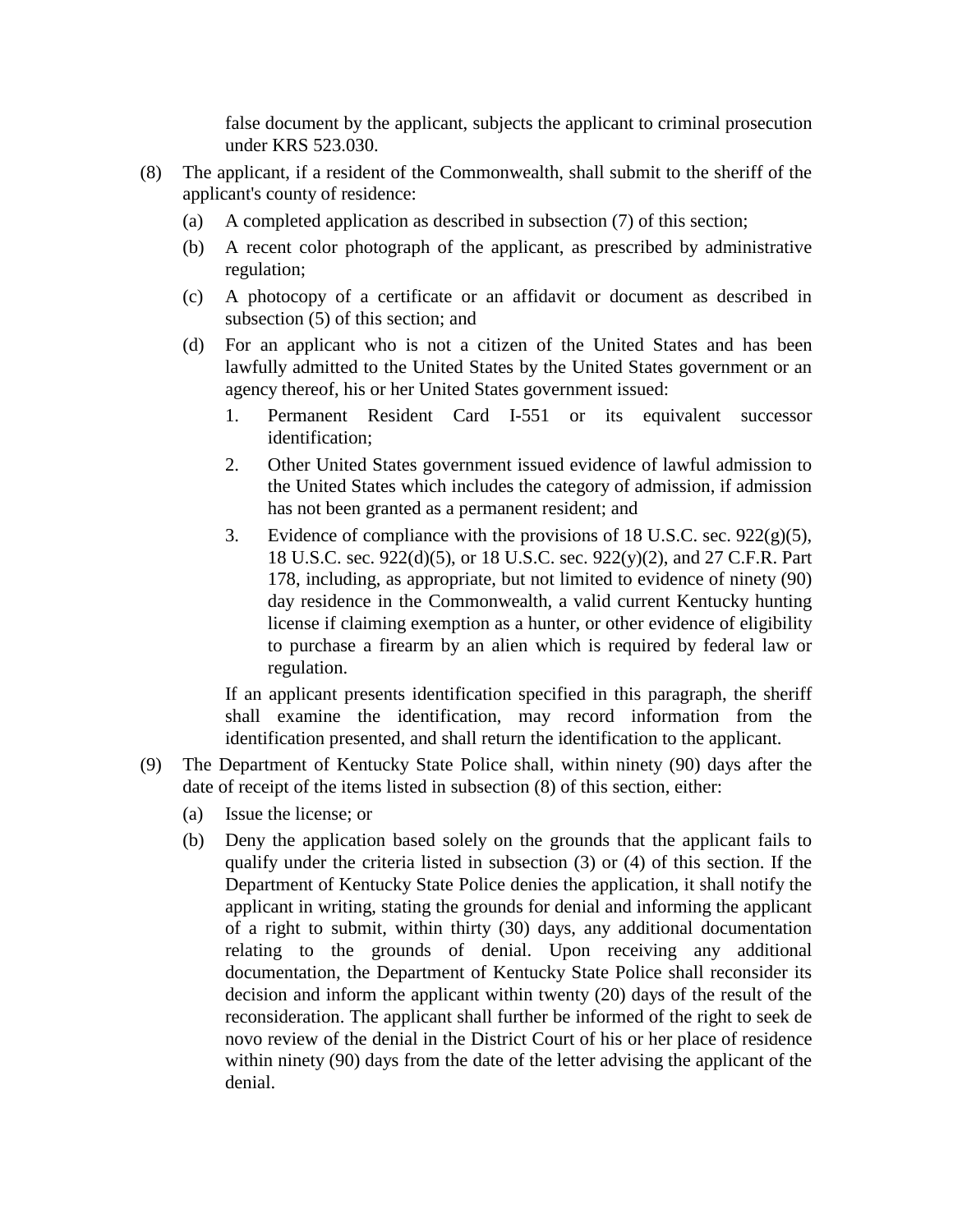false document by the applicant, subjects the applicant to criminal prosecution under KRS 523.030.

(8) The applicant, if a resident of the Commonwealth, shall submit to the sheriff of the applicant's county of residence:

(a) A completed application as described in subsection (7) of this section;

(b) A recent color photograph of the applicant, as prescribed by administrative regulation;

(c) A photocopy of a certificate or an affidavit or document as described in subsection (5) of this section; and

(d) For an applicant who is not a citizen of the United States and has been lawfully admitted to the United States by the United States government or an agency thereof, his or her United States government issued:

1. Permanent Resident Card I-551 or its equivalent successor identification;

2. Other United States government issued evidence of lawful admission to the United States which includes the category of admission, if admission has not been granted as a permanent resident; and

3. Evidence of compliance with the provisions of 18 U.S.C. sec. 922(g)(5), 18 U.S.C. sec. 922(d)(5), or 18 U.S.C. sec. 922(y)(2), and 27 C.F.R. Part 178, including, as appropriate, but not limited to evidence of ninety (90) day residence in the Commonwealth, a valid current Kentucky hunting license if claiming exemption as a hunter, or other evidence of eligibility to purchase a firearm by an alien which is required by federal law or regulation.

If an applicant presents identification specified in this paragraph, the sheriff shall examine the identification, may record information from the identification presented, and shall return the identification to the applicant.

(9) The Department of Kentucky State Police shall, within ninety (90) days after the date of receipt of the items listed in subsection (8) of this section, either:

(a) Issue the license; or

(b) Deny the application based solely on the grounds that the applicant fails to qualify under the criteria listed in subsection (3) or (4) of this section. If the Department of Kentucky State Police denies the application, it shall notify the applicant in writing, stating the grounds for denial and informing the applicant of a right to submit, within thirty (30) days, any additional documentation relating to the grounds of denial. Upon receiving any additional documentation, the Department of Kentucky State Police shall reconsider its decision and inform the applicant within twenty (20) days of the result of the reconsideration. The applicant shall further be informed of the right to seek de novo review of the denial in the District Court of his or her place of residence within ninety (90) days from the date of the letter advising the applicant of the denial.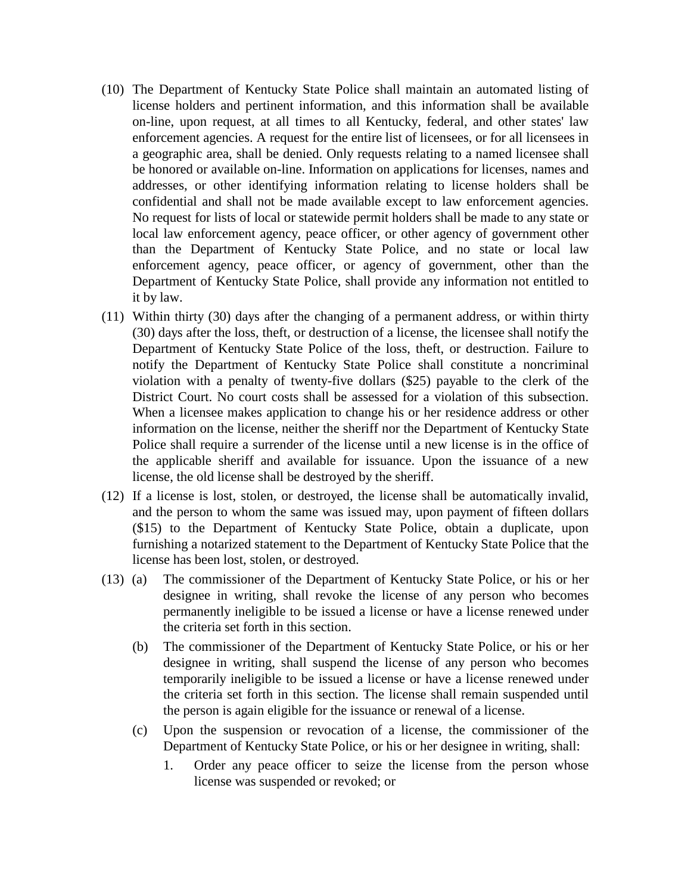(10) The Department of Kentucky State Police shall maintain an automated listing of license holders and pertinent information, and this information shall be available on-line, upon request, at all times to all Kentucky, federal, and other states' law enforcement agencies. A request for the entire list of licensees, or for all licensees in a geographic area, shall be denied. Only requests relating to a named licensee shall be honored or available on-line. Information on applications for licenses, names and addresses, or other identifying information relating to license holders shall be confidential and shall not be made available except to law enforcement agencies. No request for lists of local or statewide permit holders shall be made to any state or local law enforcement agency, peace officer, or other agency of government other than the Department of Kentucky State Police, and no state or local law enforcement agency, peace officer, or agency of government, other than the Department of Kentucky State Police, shall provide any information not entitled to it by law.

(11) Within thirty (30) days after the changing of a permanent address, or within thirty (30) days after the loss, theft, or destruction of a license, the licensee shall notify the Department of Kentucky State Police of the loss, theft, or destruction. Failure to notify the Department of Kentucky State Police shall constitute a noncriminal violation with a penalty of twenty-five dollars ($25) payable to the clerk of the District Court. No court costs shall be assessed for a violation of this subsection. When a licensee makes application to change his or her residence address or other information on the license, neither the sheriff nor the Department of Kentucky State Police shall require a surrender of the license until a new license is in the office of the applicable sheriff and available for issuance. Upon the issuance of a new license, the old license shall be destroyed by the sheriff.

(12) If a license is lost, stolen, or destroyed, the license shall be automatically invalid, and the person to whom the same was issued may, upon payment of fifteen dollars ($15) to the Department of Kentucky State Police, obtain a duplicate, upon furnishing a notarized statement to the Department of Kentucky State Police that the license has been lost, stolen, or destroyed.

(13) (a) The commissioner of the Department of Kentucky State Police, or his or her designee in writing, shall revoke the license of any person who becomes permanently ineligible to be issued a license or have a license renewed under the criteria set forth in this section.

(b) The commissioner of the Department of Kentucky State Police, or his or her designee in writing, shall suspend the license of any person who becomes temporarily ineligible to be issued a license or have a license renewed under the criteria set forth in this section. The license shall remain suspended until the person is again eligible for the issuance or renewal of a license.

(c) Upon the suspension or revocation of a license, the commissioner of the Department of Kentucky State Police, or his or her designee in writing, shall:

1. Order any peace officer to seize the license from the person whose license was suspended or revoked; or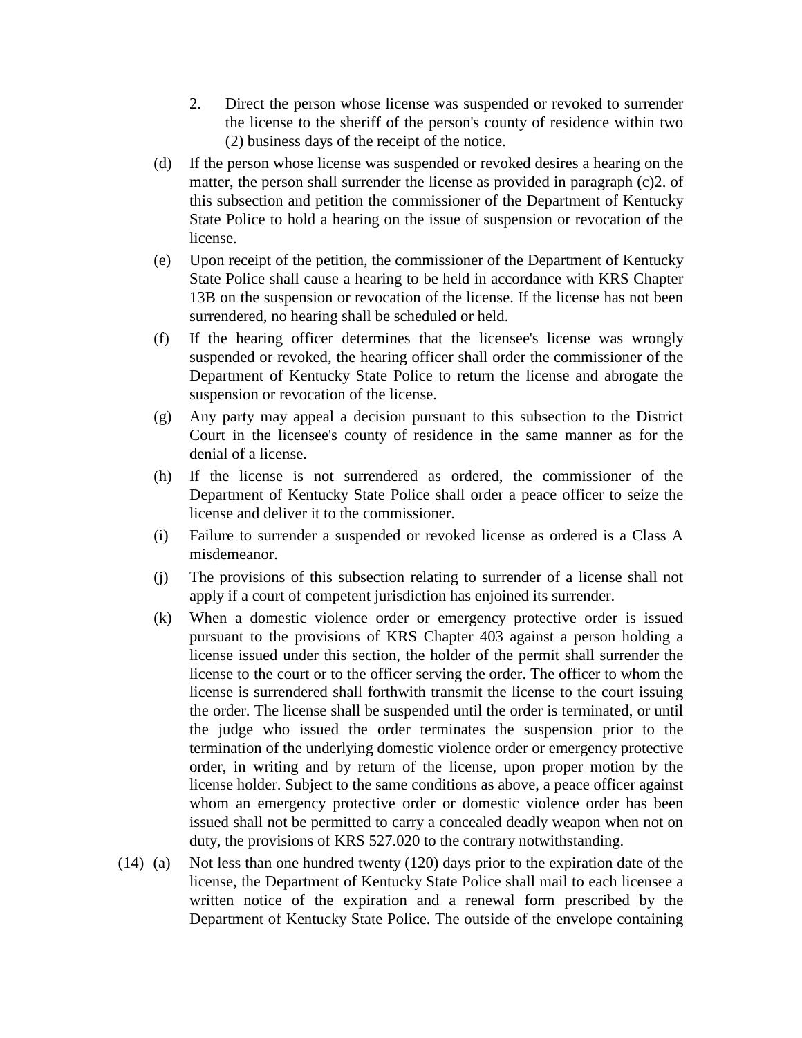2. Direct the person whose license was suspended or revoked to surrender the license to the sheriff of the person's county of residence within two (2) business days of the receipt of the notice.

(d) If the person whose license was suspended or revoked desires a hearing on the matter, the person shall surrender the license as provided in paragraph (c)2. of this subsection and petition the commissioner of the Department of Kentucky State Police to hold a hearing on the issue of suspension or revocation of the license.

(e) Upon receipt of the petition, the commissioner of the Department of Kentucky State Police shall cause a hearing to be held in accordance with KRS Chapter 13B on the suspension or revocation of the license. If the license has not been surrendered, no hearing shall be scheduled or held.

(f) If the hearing officer determines that the licensee's license was wrongly suspended or revoked, the hearing officer shall order the commissioner of the Department of Kentucky State Police to return the license and abrogate the suspension or revocation of the license.

(g) Any party may appeal a decision pursuant to this subsection to the District Court in the licensee's county of residence in the same manner as for the denial of a license.

(h) If the license is not surrendered as ordered, the commissioner of the Department of Kentucky State Police shall order a peace officer to seize the license and deliver it to the commissioner.

(i) Failure to surrender a suspended or revoked license as ordered is a Class A misdemeanor.

(j) The provisions of this subsection relating to surrender of a license shall not apply if a court of competent jurisdiction has enjoined its surrender.

(k) When a domestic violence order or emergency protective order is issued pursuant to the provisions of KRS Chapter 403 against a person holding a license issued under this section, the holder of the permit shall surrender the license to the court or to the officer serving the order. The officer to whom the license is surrendered shall forthwith transmit the license to the court issuing the order. The license shall be suspended until the order is terminated, or until the judge who issued the order terminates the suspension prior to the termination of the underlying domestic violence order or emergency protective order, in writing and by return of the license, upon proper motion by the license holder. Subject to the same conditions as above, a peace officer against whom an emergency protective order or domestic violence order has been issued shall not be permitted to carry a concealed deadly weapon when not on duty, the provisions of KRS 527.020 to the contrary notwithstanding.

(14) (a) Not less than one hundred twenty (120) days prior to the expiration date of the license, the Department of Kentucky State Police shall mail to each licensee a written notice of the expiration and a renewal form prescribed by the Department of Kentucky State Police. The outside of the envelope containing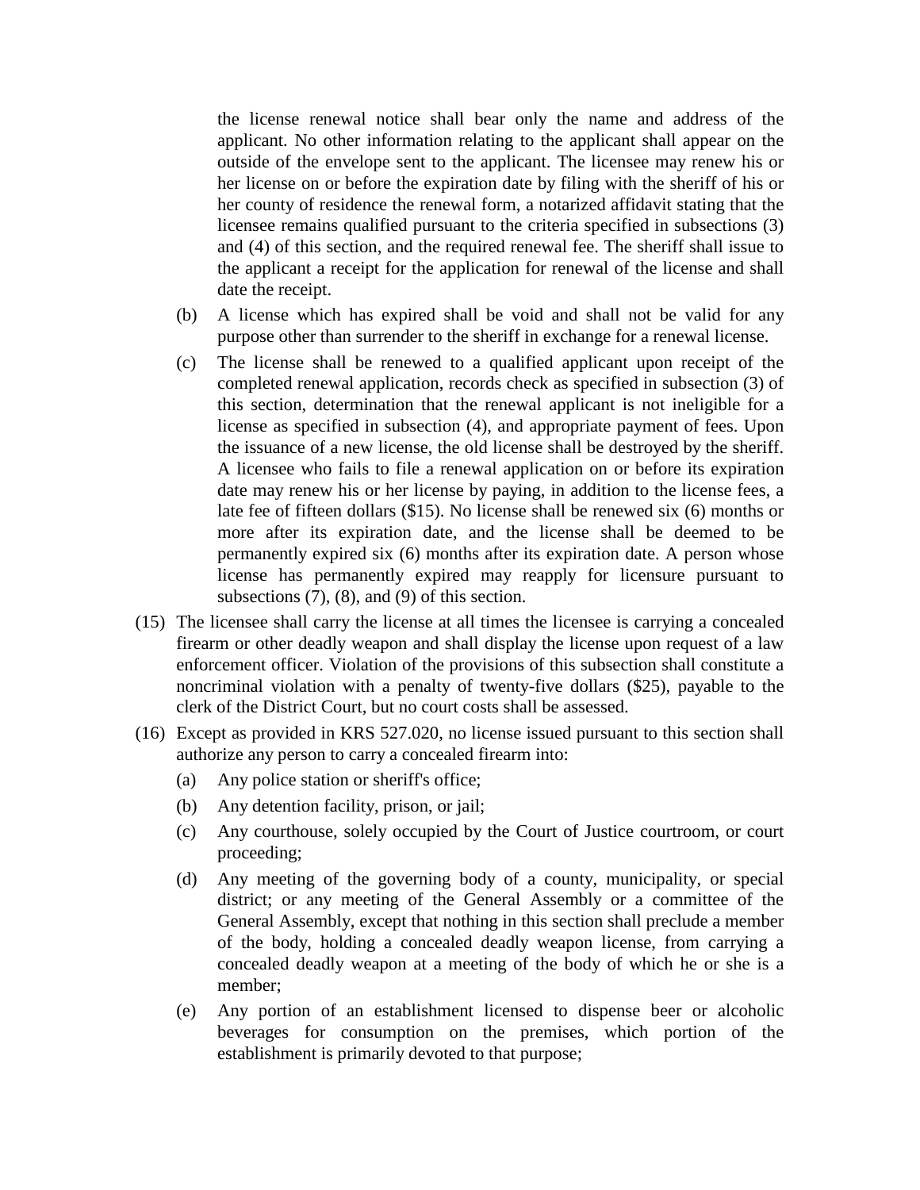the license renewal notice shall bear only the name and address of the applicant. No other information relating to the applicant shall appear on the outside of the envelope sent to the applicant. The licensee may renew his or her license on or before the expiration date by filing with the sheriff of his or her county of residence the renewal form, a notarized affidavit stating that the licensee remains qualified pursuant to the criteria specified in subsections (3) and (4) of this section, and the required renewal fee. The sheriff shall issue to the applicant a receipt for the application for renewal of the license and shall date the receipt.

(b) A license which has expired shall be void and shall not be valid for any purpose other than surrender to the sheriff in exchange for a renewal license.

(c) The license shall be renewed to a qualified applicant upon receipt of the completed renewal application, records check as specified in subsection (3) of this section, determination that the renewal applicant is not ineligible for a license as specified in subsection (4), and appropriate payment of fees. Upon the issuance of a new license, the old license shall be destroyed by the sheriff. A licensee who fails to file a renewal application on or before its expiration date may renew his or her license by paying, in addition to the license fees, a late fee of fifteen dollars ($15). No license shall be renewed six (6) months or more after its expiration date, and the license shall be deemed to be permanently expired six (6) months after its expiration date. A person whose license has permanently expired may reapply for licensure pursuant to subsections (7), (8), and (9) of this section.

(15) The licensee shall carry the license at all times the licensee is carrying a concealed firearm or other deadly weapon and shall display the license upon request of a law enforcement officer. Violation of the provisions of this subsection shall constitute a noncriminal violation with a penalty of twenty-five dollars ($25), payable to the clerk of the District Court, but no court costs shall be assessed.

(16) Except as provided in KRS 527.020, no license issued pursuant to this section shall authorize any person to carry a concealed firearm into:

(a) Any police station or sheriff's office;

(b) Any detention facility, prison, or jail;

(c) Any courthouse, solely occupied by the Court of Justice courtroom, or court proceeding;

(d) Any meeting of the governing body of a county, municipality, or special district; or any meeting of the General Assembly or a committee of the General Assembly, except that nothing in this section shall preclude a member of the body, holding a concealed deadly weapon license, from carrying a concealed deadly weapon at a meeting of the body of which he or she is a member;

(e) Any portion of an establishment licensed to dispense beer or alcoholic beverages for consumption on the premises, which portion of the establishment is primarily devoted to that purpose;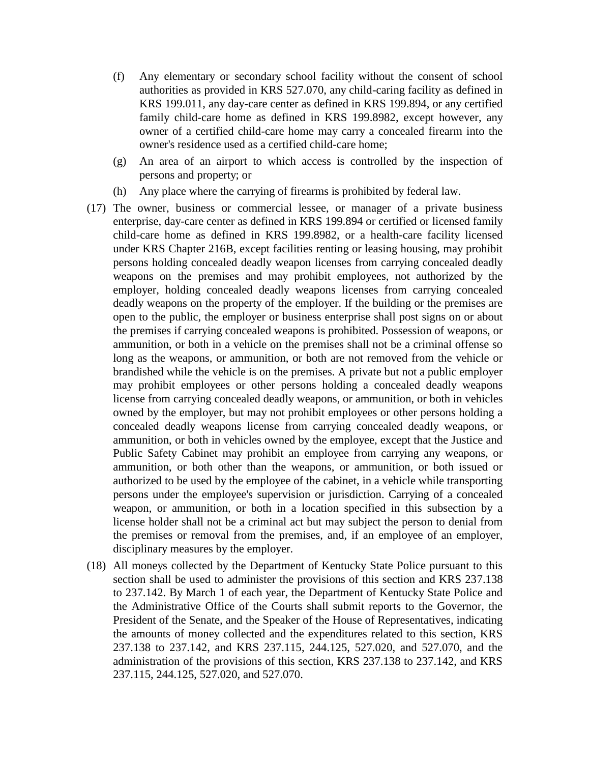(f) Any elementary or secondary school facility without the consent of school authorities as provided in KRS 527.070, any child-caring facility as defined in KRS 199.011, any day-care center as defined in KRS 199.894, or any certified family child-care home as defined in KRS 199.8982, except however, any owner of a certified child-care home may carry a concealed firearm into the owner's residence used as a certified child-care home;

(g) An area of an airport to which access is controlled by the inspection of persons and property; or

(h) Any place where the carrying of firearms is prohibited by federal law.

(17) The owner, business or commercial lessee, or manager of a private business enterprise, day-care center as defined in KRS 199.894 or certified or licensed family child-care home as defined in KRS 199.8982, or a health-care facility licensed under KRS Chapter 216B, except facilities renting or leasing housing, may prohibit persons holding concealed deadly weapon licenses from carrying concealed deadly weapons on the premises and may prohibit employees, not authorized by the employer, holding concealed deadly weapons licenses from carrying concealed deadly weapons on the property of the employer. If the building or the premises are open to the public, the employer or business enterprise shall post signs on or about the premises if carrying concealed weapons is prohibited. Possession of weapons, or ammunition, or both in a vehicle on the premises shall not be a criminal offense so long as the weapons, or ammunition, or both are not removed from the vehicle or brandished while the vehicle is on the premises. A private but not a public employer may prohibit employees or other persons holding a concealed deadly weapons license from carrying concealed deadly weapons, or ammunition, or both in vehicles owned by the employer, but may not prohibit employees or other persons holding a concealed deadly weapons license from carrying concealed deadly weapons, or ammunition, or both in vehicles owned by the employee, except that the Justice and Public Safety Cabinet may prohibit an employee from carrying any weapons, or ammunition, or both other than the weapons, or ammunition, or both issued or authorized to be used by the employee of the cabinet, in a vehicle while transporting persons under the employee's supervision or jurisdiction. Carrying of a concealed weapon, or ammunition, or both in a location specified in this subsection by a license holder shall not be a criminal act but may subject the person to denial from the premises or removal from the premises, and, if an employee of an employer, disciplinary measures by the employer.

(18) All moneys collected by the Department of Kentucky State Police pursuant to this section shall be used to administer the provisions of this section and KRS 237.138 to 237.142. By March 1 of each year, the Department of Kentucky State Police and the Administrative Office of the Courts shall submit reports to the Governor, the President of the Senate, and the Speaker of the House of Representatives, indicating the amounts of money collected and the expenditures related to this section, KRS 237.138 to 237.142, and KRS 237.115, 244.125, 527.020, and 527.070, and the administration of the provisions of this section, KRS 237.138 to 237.142, and KRS 237.115, 244.125, 527.020, and 527.070.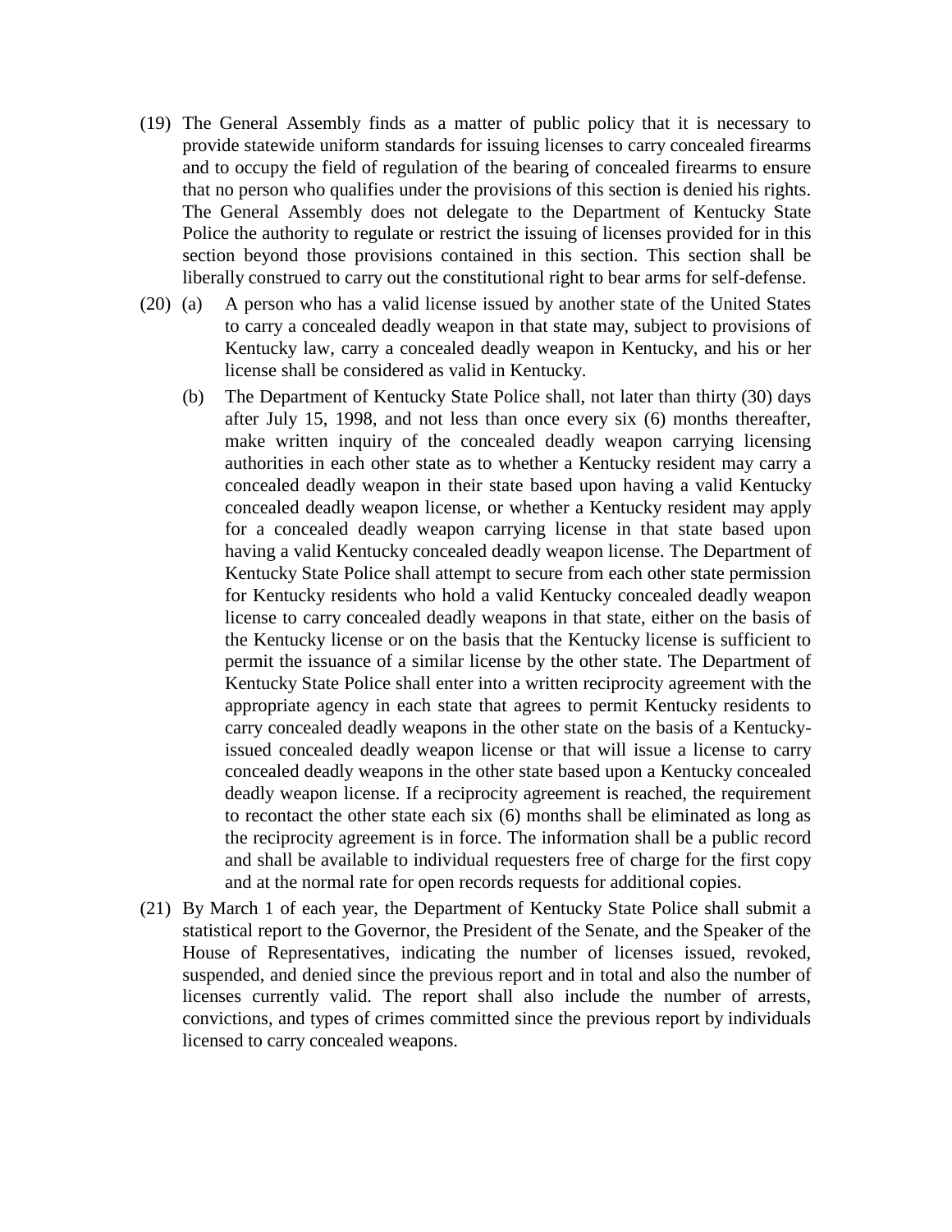(19) The General Assembly finds as a matter of public policy that it is necessary to provide statewide uniform standards for issuing licenses to carry concealed firearms and to occupy the field of regulation of the bearing of concealed firearms to ensure that no person who qualifies under the provisions of this section is denied his rights. The General Assembly does not delegate to the Department of Kentucky State Police the authority to regulate or restrict the issuing of licenses provided for in this section beyond those provisions contained in this section. This section shall be liberally construed to carry out the constitutional right to bear arms for self-defense.

(20) (a) A person who has a valid license issued by another state of the United States to carry a concealed deadly weapon in that state may, subject to provisions of Kentucky law, carry a concealed deadly weapon in Kentucky, and his or her license shall be considered as valid in Kentucky.

(b) The Department of Kentucky State Police shall, not later than thirty (30) days after July 15, 1998, and not less than once every six (6) months thereafter, make written inquiry of the concealed deadly weapon carrying licensing authorities in each other state as to whether a Kentucky resident may carry a concealed deadly weapon in their state based upon having a valid Kentucky concealed deadly weapon license, or whether a Kentucky resident may apply for a concealed deadly weapon carrying license in that state based upon having a valid Kentucky concealed deadly weapon license. The Department of Kentucky State Police shall attempt to secure from each other state permission for Kentucky residents who hold a valid Kentucky concealed deadly weapon license to carry concealed deadly weapons in that state, either on the basis of the Kentucky license or on the basis that the Kentucky license is sufficient to permit the issuance of a similar license by the other state. The Department of Kentucky State Police shall enter into a written reciprocity agreement with the appropriate agency in each state that agrees to permit Kentucky residents to carry concealed deadly weapons in the other state on the basis of a Kentucky-issued concealed deadly weapon license or that will issue a license to carry concealed deadly weapons in the other state based upon a Kentucky concealed deadly weapon license. If a reciprocity agreement is reached, the requirement to recontact the other state each six (6) months shall be eliminated as long as the reciprocity agreement is in force. The information shall be a public record and shall be available to individual requesters free of charge for the first copy and at the normal rate for open records requests for additional copies.

(21) By March 1 of each year, the Department of Kentucky State Police shall submit a statistical report to the Governor, the President of the Senate, and the Speaker of the House of Representatives, indicating the number of licenses issued, revoked, suspended, and denied since the previous report and in total and also the number of licenses currently valid. The report shall also include the number of arrests, convictions, and types of crimes committed since the previous report by individuals licensed to carry concealed weapons.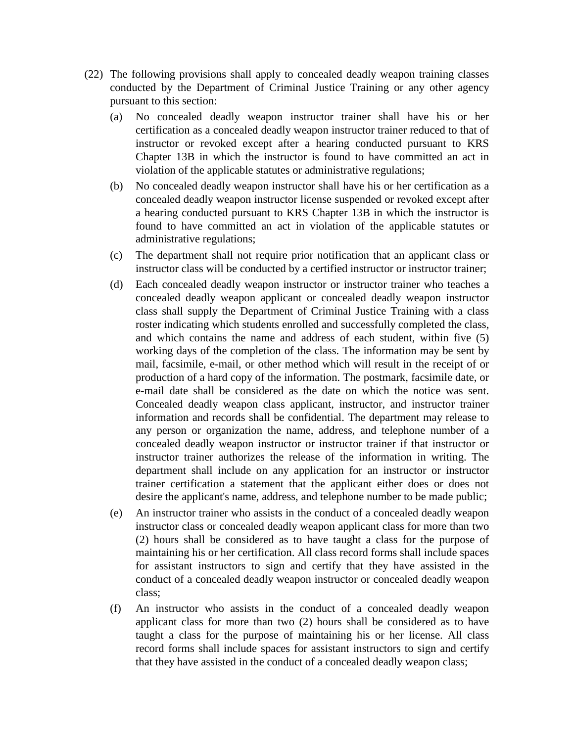(22) The following provisions shall apply to concealed deadly weapon training classes conducted by the Department of Criminal Justice Training or any other agency pursuant to this section:

(a) No concealed deadly weapon instructor trainer shall have his or her certification as a concealed deadly weapon instructor trainer reduced to that of instructor or revoked except after a hearing conducted pursuant to KRS Chapter 13B in which the instructor is found to have committed an act in violation of the applicable statutes or administrative regulations;

(b) No concealed deadly weapon instructor shall have his or her certification as a concealed deadly weapon instructor license suspended or revoked except after a hearing conducted pursuant to KRS Chapter 13B in which the instructor is found to have committed an act in violation of the applicable statutes or administrative regulations;

(c) The department shall not require prior notification that an applicant class or instructor class will be conducted by a certified instructor or instructor trainer;

(d) Each concealed deadly weapon instructor or instructor trainer who teaches a concealed deadly weapon applicant or concealed deadly weapon instructor class shall supply the Department of Criminal Justice Training with a class roster indicating which students enrolled and successfully completed the class, and which contains the name and address of each student, within five (5) working days of the completion of the class. The information may be sent by mail, facsimile, e-mail, or other method which will result in the receipt of or production of a hard copy of the information. The postmark, facsimile date, or e-mail date shall be considered as the date on which the notice was sent. Concealed deadly weapon class applicant, instructor, and instructor trainer information and records shall be confidential. The department may release to any person or organization the name, address, and telephone number of a concealed deadly weapon instructor or instructor trainer if that instructor or instructor trainer authorizes the release of the information in writing. The department shall include on any application for an instructor or instructor trainer certification a statement that the applicant either does or does not desire the applicant's name, address, and telephone number to be made public;

(e) An instructor trainer who assists in the conduct of a concealed deadly weapon instructor class or concealed deadly weapon applicant class for more than two (2) hours shall be considered as to have taught a class for the purpose of maintaining his or her certification. All class record forms shall include spaces for assistant instructors to sign and certify that they have assisted in the conduct of a concealed deadly weapon instructor or concealed deadly weapon class;

(f) An instructor who assists in the conduct of a concealed deadly weapon applicant class for more than two (2) hours shall be considered as to have taught a class for the purpose of maintaining his or her license. All class record forms shall include spaces for assistant instructors to sign and certify that they have assisted in the conduct of a concealed deadly weapon class;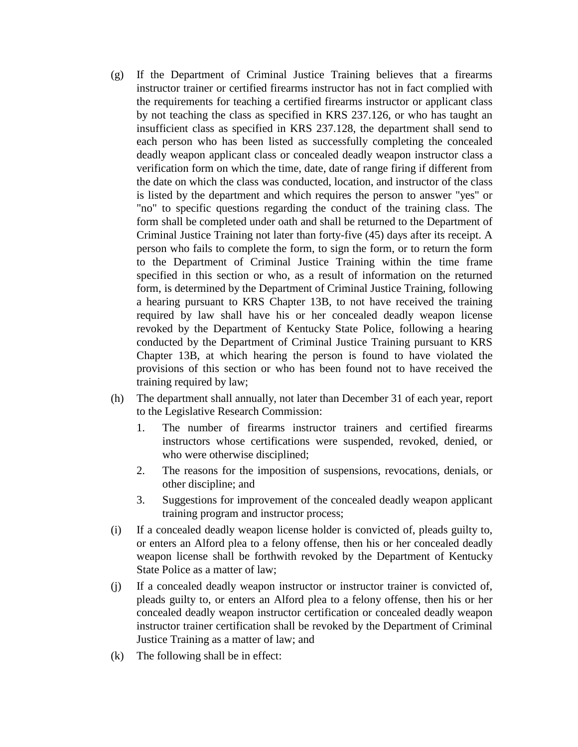(g) If the Department of Criminal Justice Training believes that a firearms instructor trainer or certified firearms instructor has not in fact complied with the requirements for teaching a certified firearms instructor or applicant class by not teaching the class as specified in KRS 237.126, or who has taught an insufficient class as specified in KRS 237.128, the department shall send to each person who has been listed as successfully completing the concealed deadly weapon applicant class or concealed deadly weapon instructor class a verification form on which the time, date, date of range firing if different from the date on which the class was conducted, location, and instructor of the class is listed by the department and which requires the person to answer "yes" or "no" to specific questions regarding the conduct of the training class. The form shall be completed under oath and shall be returned to the Department of Criminal Justice Training not later than forty-five (45) days after its receipt. A person who fails to complete the form, to sign the form, or to return the form to the Department of Criminal Justice Training within the time frame specified in this section or who, as a result of information on the returned form, is determined by the Department of Criminal Justice Training, following a hearing pursuant to KRS Chapter 13B, to not have received the training required by law shall have his or her concealed deadly weapon license revoked by the Department of Kentucky State Police, following a hearing conducted by the Department of Criminal Justice Training pursuant to KRS Chapter 13B, at which hearing the person is found to have violated the provisions of this section or who has been found not to have received the training required by law;

(h) The department shall annually, not later than December 31 of each year, report to the Legislative Research Commission:

   1. The number of firearms instructor trainers and certified firearms instructors whose certifications were suspended, revoked, denied, or who were otherwise disciplined;
   2. The reasons for the imposition of suspensions, revocations, denials, or other discipline; and
   3. Suggestions for improvement of the concealed deadly weapon applicant training program and instructor process;

(i) If a concealed deadly weapon license holder is convicted of, pleads guilty to, or enters an Alford plea to a felony offense, then his or her concealed deadly weapon license shall be forthwith revoked by the Department of Kentucky State Police as a matter of law;

(j) If a concealed deadly weapon instructor or instructor trainer is convicted of, pleads guilty to, or enters an Alford plea to a felony offense, then his or her concealed deadly weapon instructor certification or concealed deadly weapon instructor trainer certification shall be revoked by the Department of Criminal Justice Training as a matter of law; and

(k) The following shall be in effect: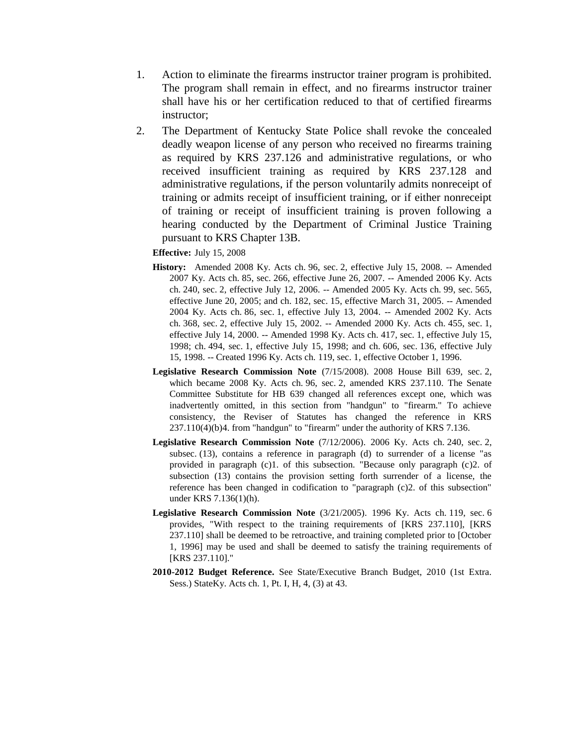1. Action to eliminate the firearms instructor trainer program is prohibited. The program shall remain in effect, and no firearms instructor trainer shall have his or her certification reduced to that of certified firearms instructor;
2. The Department of Kentucky State Police shall revoke the concealed deadly weapon license of any person who received no firearms training as required by KRS 237.126 and administrative regulations, or who received insufficient training as required by KRS 237.128 and administrative regulations, if the person voluntarily admits nonreceipt of training or admits receipt of insufficient training, or if either nonreceipt of training or receipt of insufficient training is proven following a hearing conducted by the Department of Criminal Justice Training pursuant to KRS Chapter 13B.

**Effective:** July 15, 2008

**History:** Amended 2008 Ky. Acts ch. 96, sec. 2, effective July 15, 2008. -- Amended 2007 Ky. Acts ch. 85, sec. 266, effective June 26, 2007. -- Amended 2006 Ky. Acts ch. 240, sec. 2, effective July 12, 2006. -- Amended 2005 Ky. Acts ch. 99, sec. 565, effective June 20, 2005; and ch. 182, sec. 15, effective March 31, 2005. -- Amended 2004 Ky. Acts ch. 86, sec. 1, effective July 13, 2004. -- Amended 2002 Ky. Acts ch. 368, sec. 2, effective July 15, 2002. -- Amended 2000 Ky. Acts ch. 455, sec. 1, effective July 14, 2000. -- Amended 1998 Ky. Acts ch. 417, sec. 1, effective July 15, 1998; ch. 494, sec. 1, effective July 15, 1998; and ch. 606, sec. 136, effective July 15, 1998. -- Created 1996 Ky. Acts ch. 119, sec. 1, effective October 1, 1996.

**Legislative Research Commission Note** (7/15/2008). 2008 House Bill 639, sec. 2, which became 2008 Ky. Acts ch. 96, sec. 2, amended KRS 237.110. The Senate Committee Substitute for HB 639 changed all references except one, which was inadvertently omitted, in this section from "handgun" to "firearm." To achieve consistency, the Reviser of Statutes has changed the reference in KRS 237.110(4)(b)4. from "handgun" to "firearm" under the authority of KRS 7.136.

**Legislative Research Commission Note** (7/12/2006). 2006 Ky. Acts ch. 240, sec. 2, subsec. (13), contains a reference in paragraph (d) to surrender of a license "as provided in paragraph (c)1. of this subsection. "Because only paragraph (c)2. of subsection (13) contains the provision setting forth surrender of a license, the reference has been changed in codification to "paragraph (c)2. of this subsection" under KRS 7.136(1)(h).

**Legislative Research Commission Note** (3/21/2005). 1996 Ky. Acts ch. 119, sec. 6 provides, "With respect to the training requirements of [KRS 237.110], [KRS 237.110] shall be deemed to be retroactive, and training completed prior to [October 1, 1996] may be used and shall be deemed to satisfy the training requirements of [KRS 237.110]."

**2010-2012 Budget Reference.** See State/Executive Branch Budget, 2010 (1st Extra. Sess.) StateKy. Acts ch. 1, Pt. I, H, 4, (3) at 43.